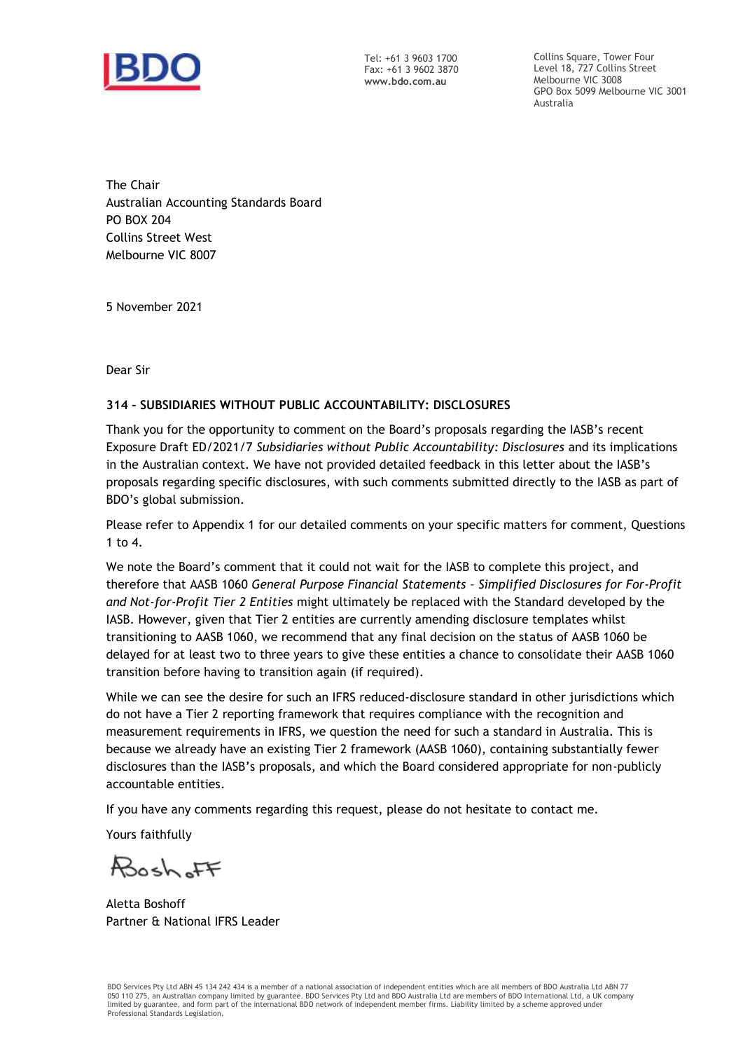BDO

Tel: +61 3 9603 1700
Fax: +61 3 9602 3870
www.bdo.com.au

Collins Square, Tower Four
Level 18, 727 Collins Street
Melbourne VIC 3008
GPO Box 5099 Melbourne VIC 3001
Australia

The Chair
Australian Accounting Standards Board
PO BOX 204
Collins Street West
Melbourne VIC 8007

5 November 2021

Dear Sir

**314 – SUBSIDIARIES WITHOUT PUBLIC ACCOUNTABILITY: DISCLOSURES**

Thank you for the opportunity to comment on the Board's proposals regarding the IASB's recent Exposure Draft ED/2021/7 *Subsidiaries without Public Accountability: Disclosures* and its implications in the Australian context. We have not provided detailed feedback in this letter about the IASB's proposals regarding specific disclosures, with such comments submitted directly to the IASB as part of BDO's global submission.

Please refer to Appendix 1 for our detailed comments on your specific matters for comment, Questions 1 to 4.

We note the Board's comment that it could not wait for the IASB to complete this project, and therefore that AASB 1060 *General Purpose Financial Statements – Simplified Disclosures for For-Profit and Not-for-Profit Tier 2 Entities* might ultimately be replaced with the Standard developed by the IASB. However, given that Tier 2 entities are currently amending disclosure templates whilst transitioning to AASB 1060, we recommend that any final decision on the status of AASB 1060 be delayed for at least two to three years to give these entities a chance to consolidate their AASB 1060 transition before having to transition again (if required).

While we can see the desire for such an IFRS reduced-disclosure standard in other jurisdictions which do not have a Tier 2 reporting framework that requires compliance with the recognition and measurement requirements in IFRS, we question the need for such a standard in Australia. This is because we already have an existing Tier 2 framework (AASB 1060), containing substantially fewer disclosures than the IASB's proposals, and which the Board considered appropriate for non-publicly accountable entities.

If you have any comments regarding this request, please do not hesitate to contact me.

Yours faithfully

Boshoff

Aletta Boshoff
Partner & National IFRS Leader

BDO Services Pty Ltd ABN 45 134 242 434 is a member of a national association of independent entities which are all members of BDO Australia Ltd ABN 77 050 110 275, an Australian company limited by guarantee. BDO Services Pty Ltd and BDO Australia Ltd are members of BDO International Ltd, a UK company limited by guarantee, and form part of the international BDO network of independent member firms. Liability limited by a scheme approved under Professional Standards Legislation.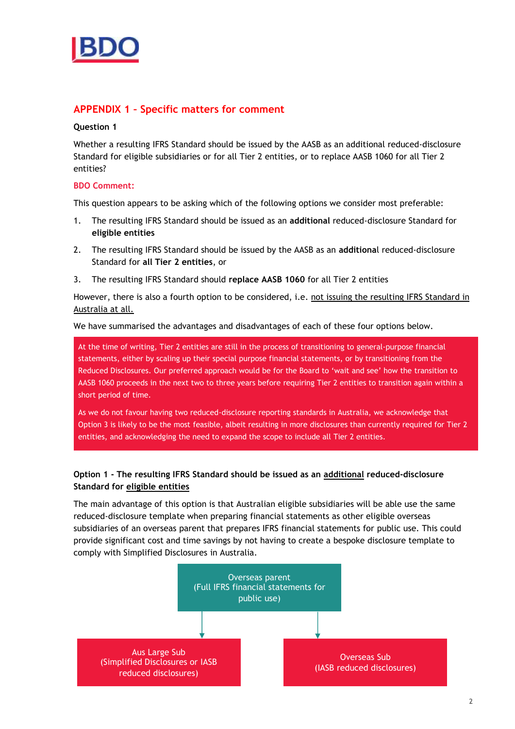## APPENDIX 1 – Specific matters for comment

**Question 1**

Whether a resulting IFRS Standard should be issued by the AASB as an additional reduced-disclosure Standard for eligible subsidiaries or for all Tier 2 entities, or to replace AASB 1060 for all Tier 2 entities?

**BDO Comment:**

This question appears to be asking which of the following options we consider most preferable:

1. The resulting IFRS Standard should be issued as an **additional** reduced-disclosure Standard for **eligible entities**
2. The resulting IFRS Standard should be issued by the AASB as an **additional** reduced-disclosure Standard for **all Tier 2 entities**, or
3. The resulting IFRS Standard should **replace AASB 1060** for all Tier 2 entities

However, there is also a fourth option to be considered, i.e. not issuing the resulting IFRS Standard in Australia at all.

We have summarised the advantages and disadvantages of each of these four options below.

> At the time of writing, Tier 2 entities are still in the process of transitioning to general-purpose financial statements, either by scaling up their special purpose financial statements, or by transitioning from the Reduced Disclosures. Our preferred approach would be for the Board to 'wait and see' how the transition to AASB 1060 proceeds in the next two to three years before requiring Tier 2 entities to transition again within a short period of time.
>
> As we do not favour having two reduced-disclosure reporting standards in Australia, we acknowledge that Option 3 is likely to be the most feasible, albeit resulting in more disclosures than currently required for Tier 2 entities, and acknowledging the need to expand the scope to include all Tier 2 entities.

**Option 1 - The resulting IFRS Standard should be issued as an additional reduced-disclosure Standard for eligible entities**

The main advantage of this option is that Australian eligible subsidiaries will be able use the same reduced-disclosure template when preparing financial statements as other eligible overseas subsidiaries of an overseas parent that prepares IFRS financial statements for public use. This could provide significant cost and time savings by not having to create a bespoke disclosure template to comply with Simplified Disclosures in Australia.

Overseas parent (Full IFRS financial statements for public use)

Aus Large Sub (Simplified Disclosures or IASB reduced disclosures)

Overseas Sub (IASB reduced disclosures)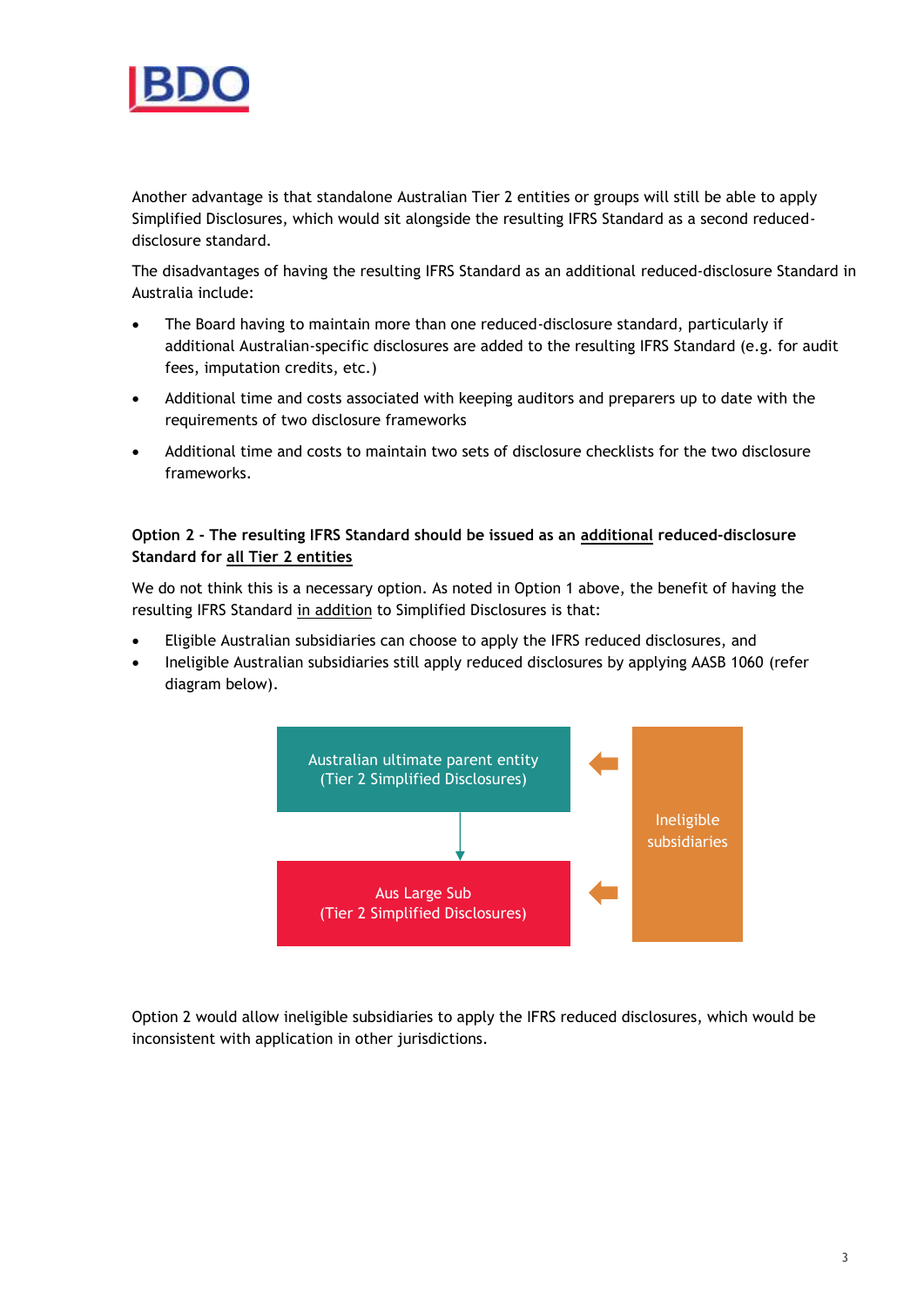Another advantage is that standalone Australian Tier 2 entities or groups will still be able to apply Simplified Disclosures, which would sit alongside the resulting IFRS Standard as a second reduced-disclosure standard.

The disadvantages of having the resulting IFRS Standard as an additional reduced-disclosure Standard in Australia include:

- The Board having to maintain more than one reduced-disclosure standard, particularly if additional Australian-specific disclosures are added to the resulting IFRS Standard (e.g. for audit fees, imputation credits, etc.)
- Additional time and costs associated with keeping auditors and preparers up to date with the requirements of two disclosure frameworks
- Additional time and costs to maintain two sets of disclosure checklists for the two disclosure frameworks.

**Option 2 - The resulting IFRS Standard should be issued as an additional reduced-disclosure Standard for all Tier 2 entities**

We do not think this is a necessary option. As noted in Option 1 above, the benefit of having the resulting IFRS Standard in addition to Simplified Disclosures is that:

- Eligible Australian subsidiaries can choose to apply the IFRS reduced disclosures, and
- Ineligible Australian subsidiaries still apply reduced disclosures by applying AASB 1060 (refer diagram below).

Australian ultimate parent entity (Tier 2 Simplified Disclosures)

Aus Large Sub (Tier 2 Simplified Disclosures)

Ineligible subsidiaries

Option 2 would allow ineligible subsidiaries to apply the IFRS reduced disclosures, which would be inconsistent with application in other jurisdictions.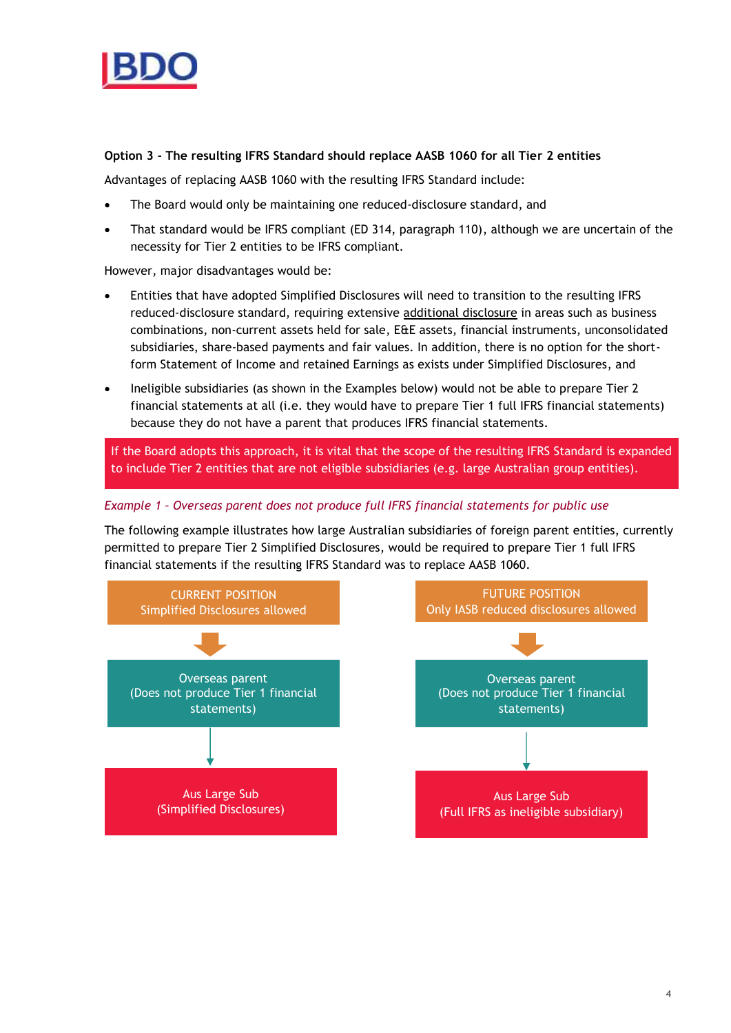**Option 3 - The resulting IFRS Standard should replace AASB 1060 for all Tier 2 entities**

Advantages of replacing AASB 1060 with the resulting IFRS Standard include:

- The Board would only be maintaining one reduced-disclosure standard, and
- That standard would be IFRS compliant (ED 314, paragraph 110), although we are uncertain of the necessity for Tier 2 entities to be IFRS compliant.

However, major disadvantages would be:

- Entities that have adopted Simplified Disclosures will need to transition to the resulting IFRS reduced-disclosure standard, requiring extensive additional disclosure in areas such as business combinations, non-current assets held for sale, E&E assets, financial instruments, unconsolidated subsidiaries, share-based payments and fair values. In addition, there is no option for the short-form Statement of Income and retained Earnings as exists under Simplified Disclosures, and
- Ineligible subsidiaries (as shown in the Examples below) would not be able to prepare Tier 2 financial statements at all (i.e. they would have to prepare Tier 1 full IFRS financial statements) because they do not have a parent that produces IFRS financial statements.

If the Board adopts this approach, it is vital that the scope of the resulting IFRS Standard is expanded to include Tier 2 entities that are not eligible subsidiaries (e.g. large Australian group entities).

*Example 1 – Overseas parent does not produce full IFRS financial statements for public use*

The following example illustrates how large Australian subsidiaries of foreign parent entities, currently permitted to prepare Tier 2 Simplified Disclosures, would be required to prepare Tier 1 full IFRS financial statements if the resulting IFRS Standard was to replace AASB 1060.

| CURRENT POSITION<br>Simplified Disclosures allowed | FUTURE POSITION<br>Only IASB reduced disclosures allowed |
|---|---|
| Overseas parent<br>(Does not produce Tier 1 financial statements) | Overseas parent<br>(Does not produce Tier 1 financial statements) |
| Aus Large Sub<br>(Simplified Disclosures) | Aus Large Sub<br>(Full IFRS as ineligible subsidiary) |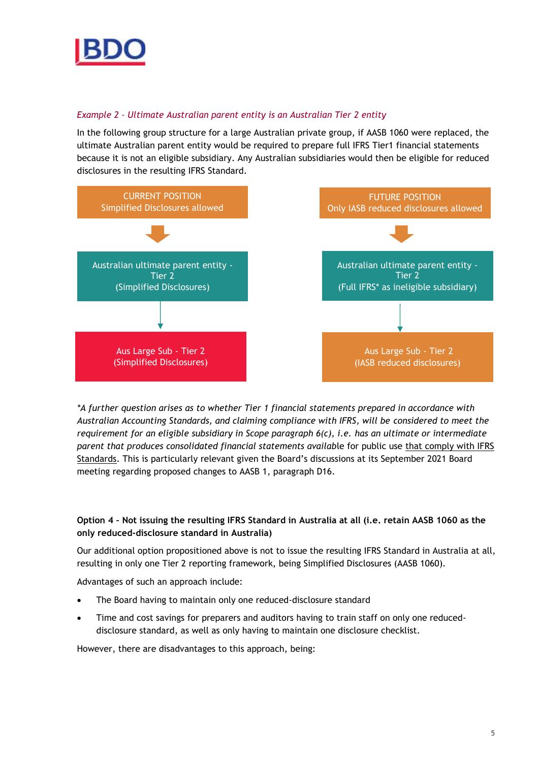*Example 2 – Ultimate Australian parent entity is an Australian Tier 2 entity*

In the following group structure for a large Australian private group, if AASB 1060 were replaced, the ultimate Australian parent entity would be required to prepare full IFRS Tier1 financial statements because it is not an eligible subsidiary. Any Australian subsidiaries would then be eligible for reduced disclosures in the resulting IFRS Standard.

| CURRENT POSITION<br>Simplified Disclosures allowed | FUTURE POSITION<br>Only IASB reduced disclosures allowed |
|---|---|
| Australian ultimate parent entity - Tier 2 (Simplified Disclosures) | Australian ultimate parent entity - Tier 2 (Full IFRS* as ineligible subsidiary) |
| Aus Large Sub - Tier 2 (Simplified Disclosures) | Aus Large Sub - Tier 2 (IASB reduced disclosures) |

**A further question arises as to whether Tier 1 financial statements prepared in accordance with Australian Accounting Standards, and claiming compliance with IFRS, will be considered to meet the requirement for an eligible subsidiary in Scope paragraph 6(c), i.e. has an ultimate or intermediate parent that produces consolidated financial statements availab*le for public use that comply with IFRS Standards. This is particularly relevant given the Board's discussions at its September 2021 Board meeting regarding proposed changes to AASB 1, paragraph D16.

**Option 4 – Not issuing the resulting IFRS Standard in Australia at all (i.e. retain AASB 1060 as the only reduced-disclosure standard in Australia)**

Our additional option propositioned above is not to issue the resulting IFRS Standard in Australia at all, resulting in only one Tier 2 reporting framework, being Simplified Disclosures (AASB 1060).

Advantages of such an approach include:

- The Board having to maintain only one reduced-disclosure standard
- Time and cost savings for preparers and auditors having to train staff on only one reduced-disclosure standard, as well as only having to maintain one disclosure checklist.

However, there are disadvantages to this approach, being: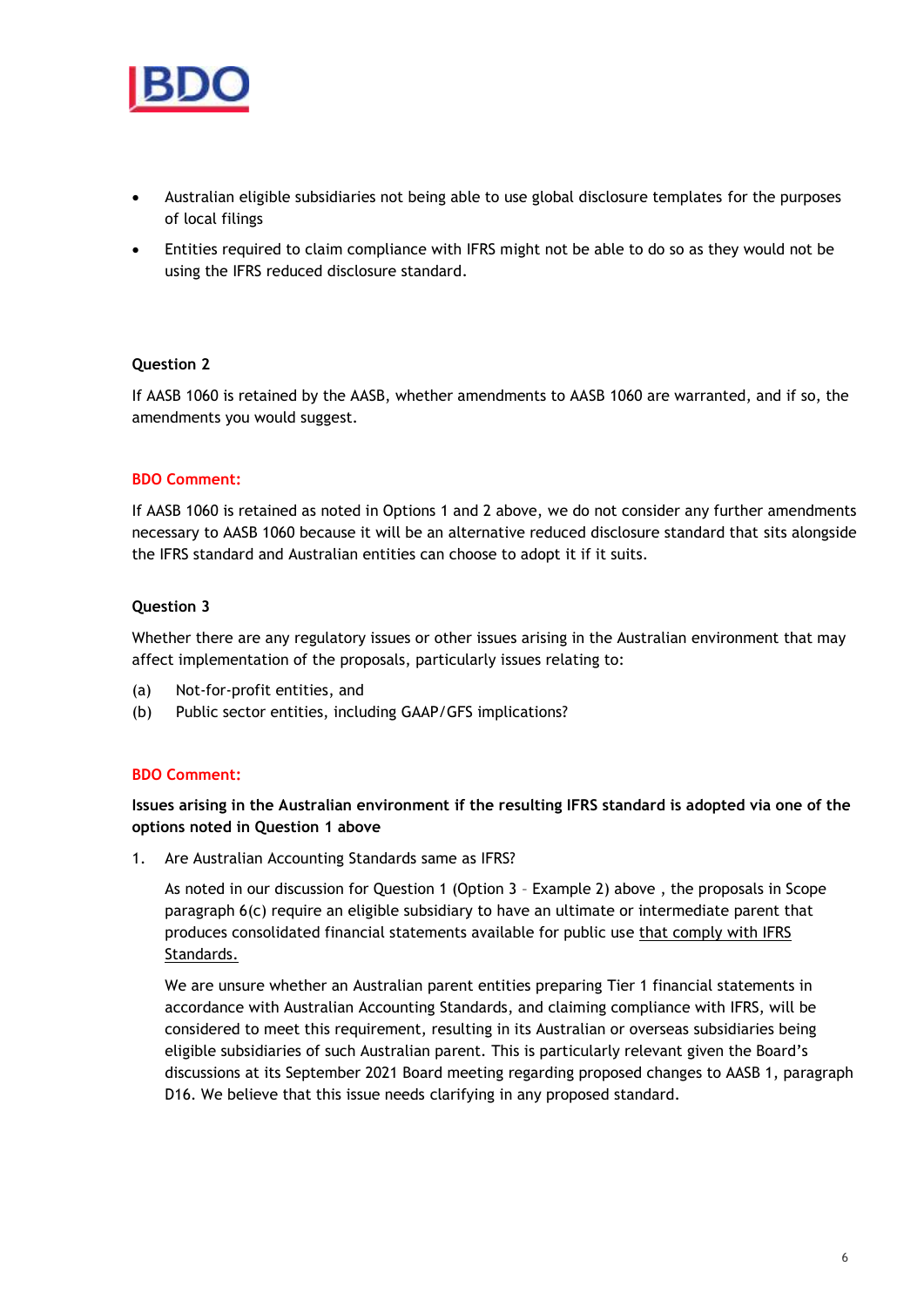- Australian eligible subsidiaries not being able to use global disclosure templates for the purposes of local filings
- Entities required to claim compliance with IFRS might not be able to do so as they would not be using the IFRS reduced disclosure standard.

**Question 2**

If AASB 1060 is retained by the AASB, whether amendments to AASB 1060 are warranted, and if so, the amendments you would suggest.

**BDO Comment:**

If AASB 1060 is retained as noted in Options 1 and 2 above, we do not consider any further amendments necessary to AASB 1060 because it will be an alternative reduced disclosure standard that sits alongside the IFRS standard and Australian entities can choose to adopt it if it suits.

**Question 3**

Whether there are any regulatory issues or other issues arising in the Australian environment that may affect implementation of the proposals, particularly issues relating to:

(a) Not-for-profit entities, and
(b) Public sector entities, including GAAP/GFS implications?

**BDO Comment:**

**Issues arising in the Australian environment if the resulting IFRS standard is adopted via one of the options noted in Question 1 above**

1. Are Australian Accounting Standards same as IFRS?

   As noted in our discussion for Question 1 (Option 3 – Example 2) above , the proposals in Scope paragraph 6(c) require an eligible subsidiary to have an ultimate or intermediate parent that produces consolidated financial statements available for public use <u>that comply with IFRS Standards.</u>

   We are unsure whether an Australian parent entities preparing Tier 1 financial statements in accordance with Australian Accounting Standards, and claiming compliance with IFRS, will be considered to meet this requirement, resulting in its Australian or overseas subsidiaries being eligible subsidiaries of such Australian parent. This is particularly relevant given the Board's discussions at its September 2021 Board meeting regarding proposed changes to AASB 1, paragraph D16. We believe that this issue needs clarifying in any proposed standard.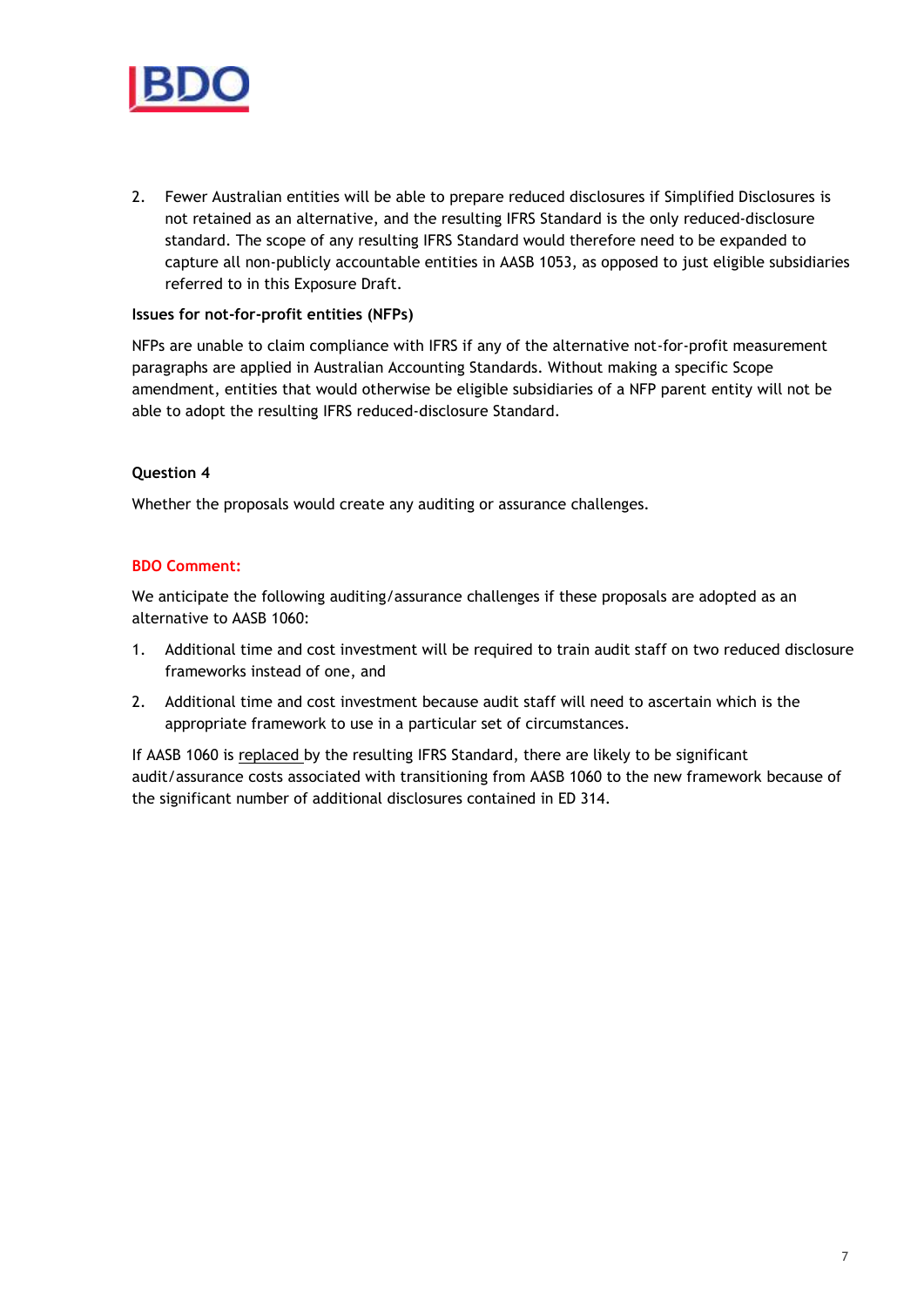2. Fewer Australian entities will be able to prepare reduced disclosures if Simplified Disclosures is not retained as an alternative, and the resulting IFRS Standard is the only reduced-disclosure standard. The scope of any resulting IFRS Standard would therefore need to be expanded to capture all non-publicly accountable entities in AASB 1053, as opposed to just eligible subsidiaries referred to in this Exposure Draft.

**Issues for not-for-profit entities (NFPs)**

NFPs are unable to claim compliance with IFRS if any of the alternative not-for-profit measurement paragraphs are applied in Australian Accounting Standards. Without making a specific Scope amendment, entities that would otherwise be eligible subsidiaries of a NFP parent entity will not be able to adopt the resulting IFRS reduced-disclosure Standard.

**Question 4**

Whether the proposals would create any auditing or assurance challenges.

**BDO Comment:**

We anticipate the following auditing/assurance challenges if these proposals are adopted as an alternative to AASB 1060:

1. Additional time and cost investment will be required to train audit staff on two reduced disclosure frameworks instead of one, and
2. Additional time and cost investment because audit staff will need to ascertain which is the appropriate framework to use in a particular set of circumstances.

If AASB 1060 is <u>replaced</u> by the resulting IFRS Standard, there are likely to be significant audit/assurance costs associated with transitioning from AASB 1060 to the new framework because of the significant number of additional disclosures contained in ED 314.